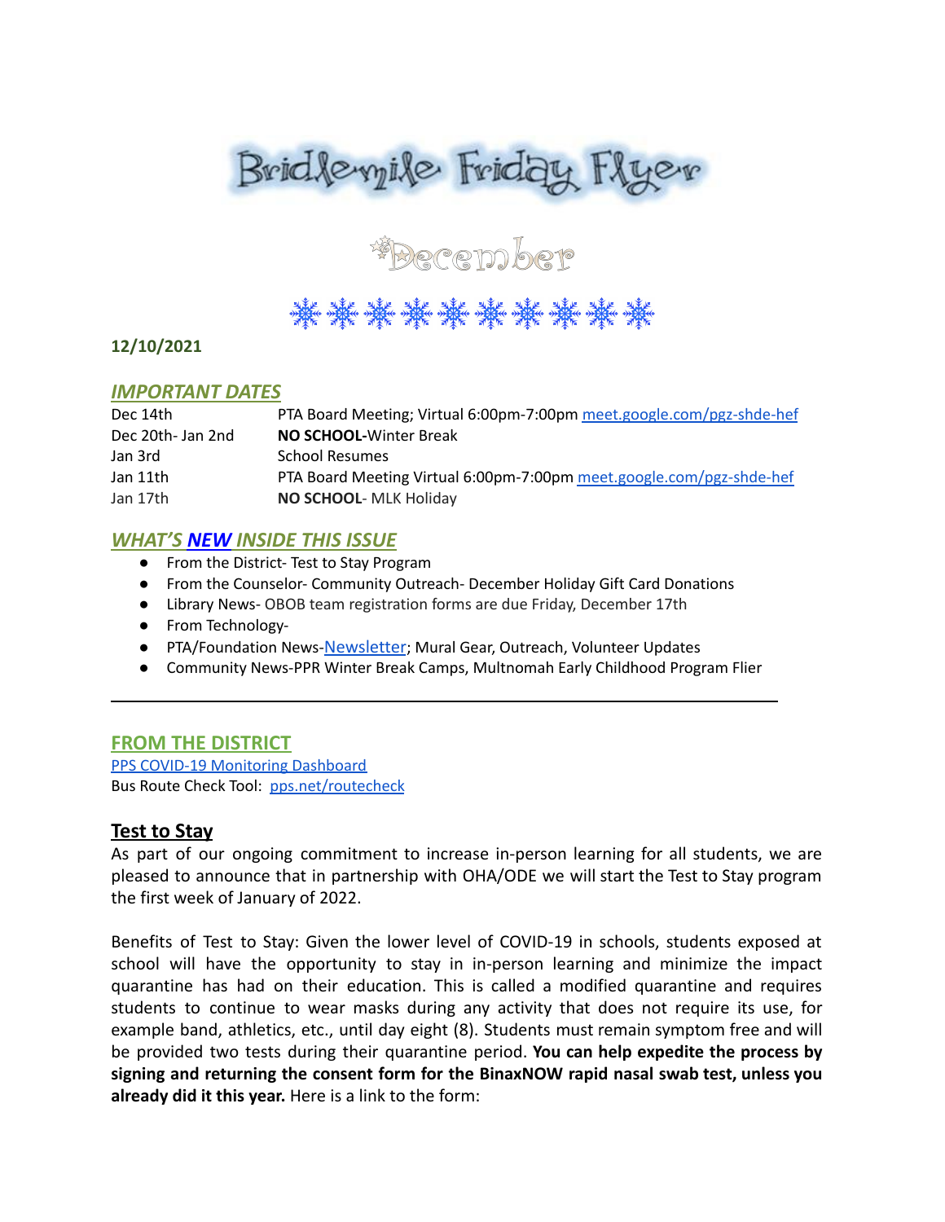# Bridlemile Friday Flyer

## December

❄ ❄ ❄ ❄ ❄ ❄ ❄ ❄ ❄ ❄

**12/10/2021**

### *IMPORTANT DATES*

| | |
|---|---|
| Dec 14th | PTA Board Meeting; Virtual 6:00pm-7:00pm meet.google.com/pgz-shde-hef |
| Dec 20th- Jan 2nd | **NO SCHOOL**-Winter Break |
| Jan 3rd | School Resumes |
| Jan 11th | PTA Board Meeting Virtual 6:00pm-7:00pm meet.google.com/pgz-shde-hef |
| Jan 17th | **NO SCHOOL**- MLK Holiday |

### *WHAT'S NEW INSIDE THIS ISSUE*

- From the District- Test to Stay Program
- From the Counselor- Community Outreach- December Holiday Gift Card Donations
- Library News- OBOB team registration forms are due Friday, December 17th
- From Technology-
- PTA/Foundation News-Newsletter; Mural Gear, Outreach, Volunteer Updates
- Community News-PPR Winter Break Camps, Multnomah Early Childhood Program Flier

---

### FROM THE DISTRICT

PPS COVID-19 Monitoring Dashboard

Bus Route Check Tool: pps.net/routecheck

### Test to Stay

As part of our ongoing commitment to increase in-person learning for all students, we are pleased to announce that in partnership with OHA/ODE we will start the Test to Stay program the first week of January of 2022.

Benefits of Test to Stay: Given the lower level of COVID-19 in schools, students exposed at school will have the opportunity to stay in in-person learning and minimize the impact quarantine has had on their education. This is called a modified quarantine and requires students to continue to wear masks during any activity that does not require its use, for example band, athletics, etc., until day eight (8). Students must remain symptom free and will be provided two tests during their quarantine period. **You can help expedite the process by signing and returning the consent form for the BinaxNOW rapid nasal swab test, unless you already did it this year.** Here is a link to the form: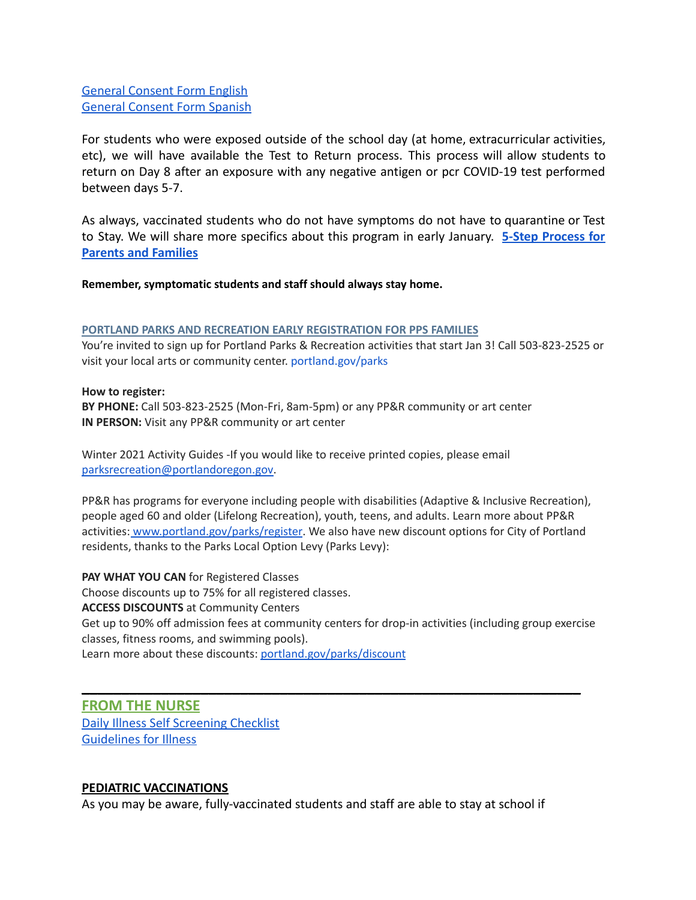[General Consent Form English](#)
[General Consent Form Spanish](#)

For students who were exposed outside of the school day (at home, extracurricular activities, etc), we will have available the Test to Return process. This process will allow students to return on Day 8 after an exposure with any negative antigen or pcr COVID-19 test performed between days 5-7.

As always, vaccinated students who do not have symptoms do not have to quarantine or Test to Stay. We will share more specifics about this program in early January. **[5-Step Process for Parents and Families](#)**

**Remember, symptomatic students and staff should always stay home.**

### PORTLAND PARKS AND RECREATION EARLY REGISTRATION FOR PPS FAMILIES

You're invited to sign up for Portland Parks & Recreation activities that start Jan 3! Call 503-823-2525 or visit your local arts or community center. portland.gov/parks

**How to register:**
**BY PHONE:** Call 503-823-2525 (Mon-Fri, 8am-5pm) or any PP&R community or art center
**IN PERSON:** Visit any PP&R community or art center

Winter 2021 Activity Guides -If you would like to receive printed copies, please email parksrecreation@portlandoregon.gov.

PP&R has programs for everyone including people with disabilities (Adaptive & Inclusive Recreation), people aged 60 and older (Lifelong Recreation), youth, teens, and adults. Learn more about PP&R activities: www.portland.gov/parks/register. We also have new discount options for City of Portland residents, thanks to the Parks Local Option Levy (Parks Levy):

**PAY WHAT YOU CAN** for Registered Classes
Choose discounts up to 75% for all registered classes.
**ACCESS DISCOUNTS** at Community Centers
Get up to 90% off admission fees at community centers for drop-in activities (including group exercise classes, fitness rooms, and swimming pools).
Learn more about these discounts: portland.gov/parks/discount

---

## FROM THE NURSE

[Daily Illness Self Screening Checklist](#)
[Guidelines for Illness](#)

### PEDIATRIC VACCINATIONS

As you may be aware, fully-vaccinated students and staff are able to stay at school if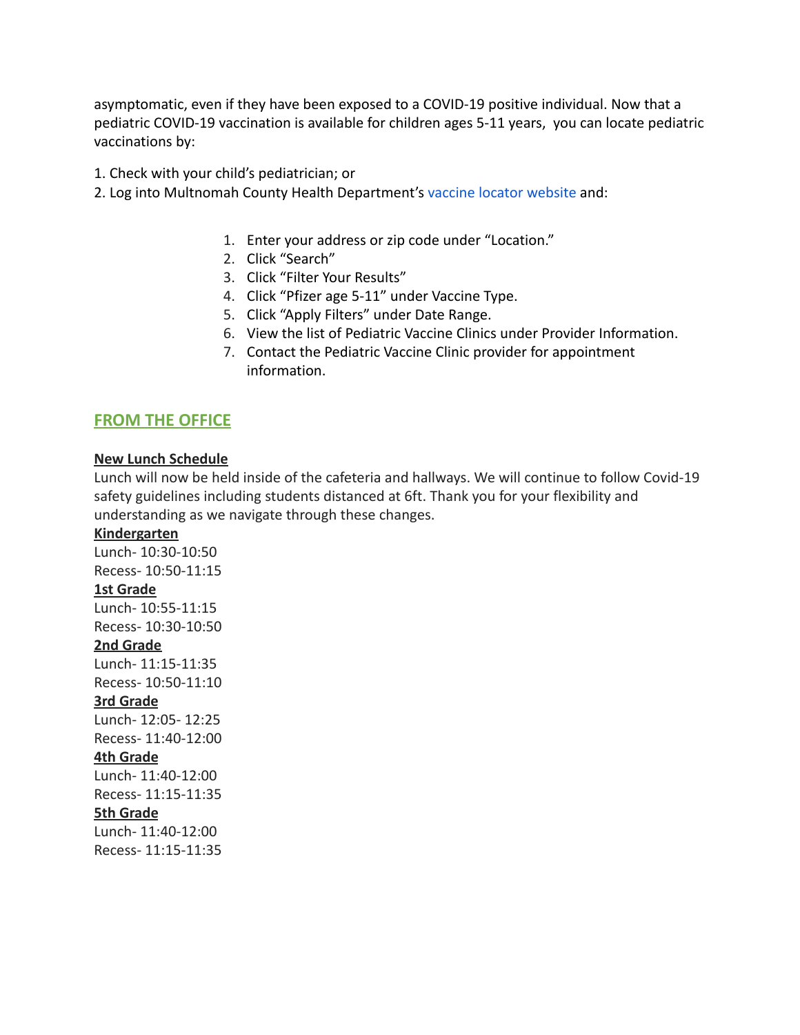asymptomatic, even if they have been exposed to a COVID-19 positive individual. Now that a pediatric COVID-19 vaccination is available for children ages 5-11 years, you can locate pediatric vaccinations by:

1. Check with your child's pediatrician; or
2. Log into Multnomah County Health Department's vaccine locator website and:

    1. Enter your address or zip code under "Location."
    2. Click "Search"
    3. Click "Filter Your Results"
    4. Click "Pfizer age 5-11" under Vaccine Type.
    5. Click "Apply Filters" under Date Range.
    6. View the list of Pediatric Vaccine Clinics under Provider Information.
    7. Contact the Pediatric Vaccine Clinic provider for appointment information.

## FROM THE OFFICE

**New Lunch Schedule**

Lunch will now be held inside of the cafeteria and hallways. We will continue to follow Covid-19 safety guidelines including students distanced at 6ft. Thank you for your flexibility and understanding as we navigate through these changes.

**Kindergarten**
Lunch- 10:30-10:50
Recess- 10:50-11:15

**1st Grade**
Lunch- 10:55-11:15
Recess- 10:30-10:50

**2nd Grade**
Lunch- 11:15-11:35
Recess- 10:50-11:10

**3rd Grade**
Lunch- 12:05- 12:25
Recess- 11:40-12:00

**4th Grade**
Lunch- 11:40-12:00
Recess- 11:15-11:35

**5th Grade**
Lunch- 11:40-12:00
Recess- 11:15-11:35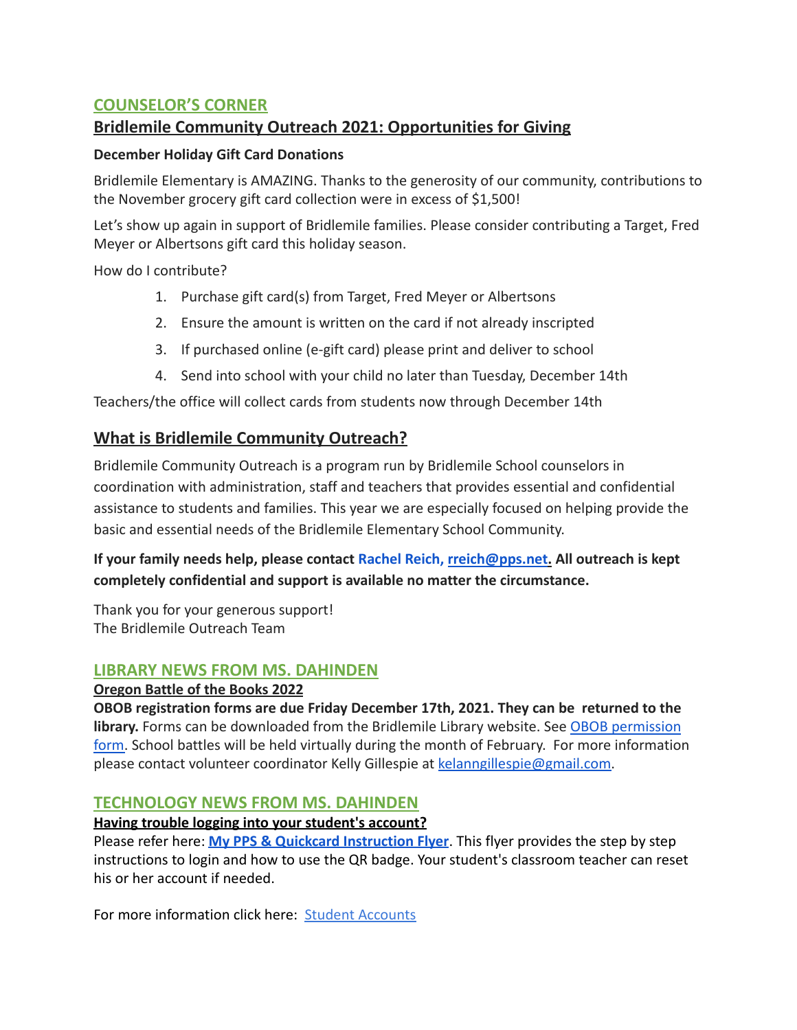## COUNSELOR'S CORNER

### Bridlemile Community Outreach 2021: Opportunities for Giving

**December Holiday Gift Card Donations**

Bridlemile Elementary is AMAZING. Thanks to the generosity of our community, contributions to the November grocery gift card collection were in excess of $1,500!

Let's show up again in support of Bridlemile families. Please consider contributing a Target, Fred Meyer or Albertsons gift card this holiday season.

How do I contribute?

1. Purchase gift card(s) from Target, Fred Meyer or Albertsons
2. Ensure the amount is written on the card if not already inscripted
3. If purchased online (e-gift card) please print and deliver to school
4. Send into school with your child no later than Tuesday, December 14th

Teachers/the office will collect cards from students now through December 14th

### What is Bridlemile Community Outreach?

Bridlemile Community Outreach is a program run by Bridlemile School counselors in coordination with administration, staff and teachers that provides essential and confidential assistance to students and families. This year we are especially focused on helping provide the basic and essential needs of the Bridlemile Elementary School Community.

**If your family needs help, please contact Rachel Reich, rreich@pps.net. All outreach is kept completely confidential and support is available no matter the circumstance.**

Thank you for your generous support!
The Bridlemile Outreach Team

## LIBRARY NEWS FROM MS. DAHINDEN

**Oregon Battle of the Books 2022**

**OBOB registration forms are due Friday December 17th, 2021. They can be returned to the library.** Forms can be downloaded from the Bridlemile Library website. See OBOB permission form. School battles will be held virtually during the month of February. For more information please contact volunteer coordinator Kelly Gillespie at kelanngillespie@gmail.com.

## TECHNOLOGY NEWS FROM MS. DAHINDEN

**Having trouble logging into your student's account?**

Please refer here: **My PPS & Quickcard Instruction Flyer**. This flyer provides the step by step instructions to login and how to use the QR badge. Your student's classroom teacher can reset his or her account if needed.

For more information click here: Student Accounts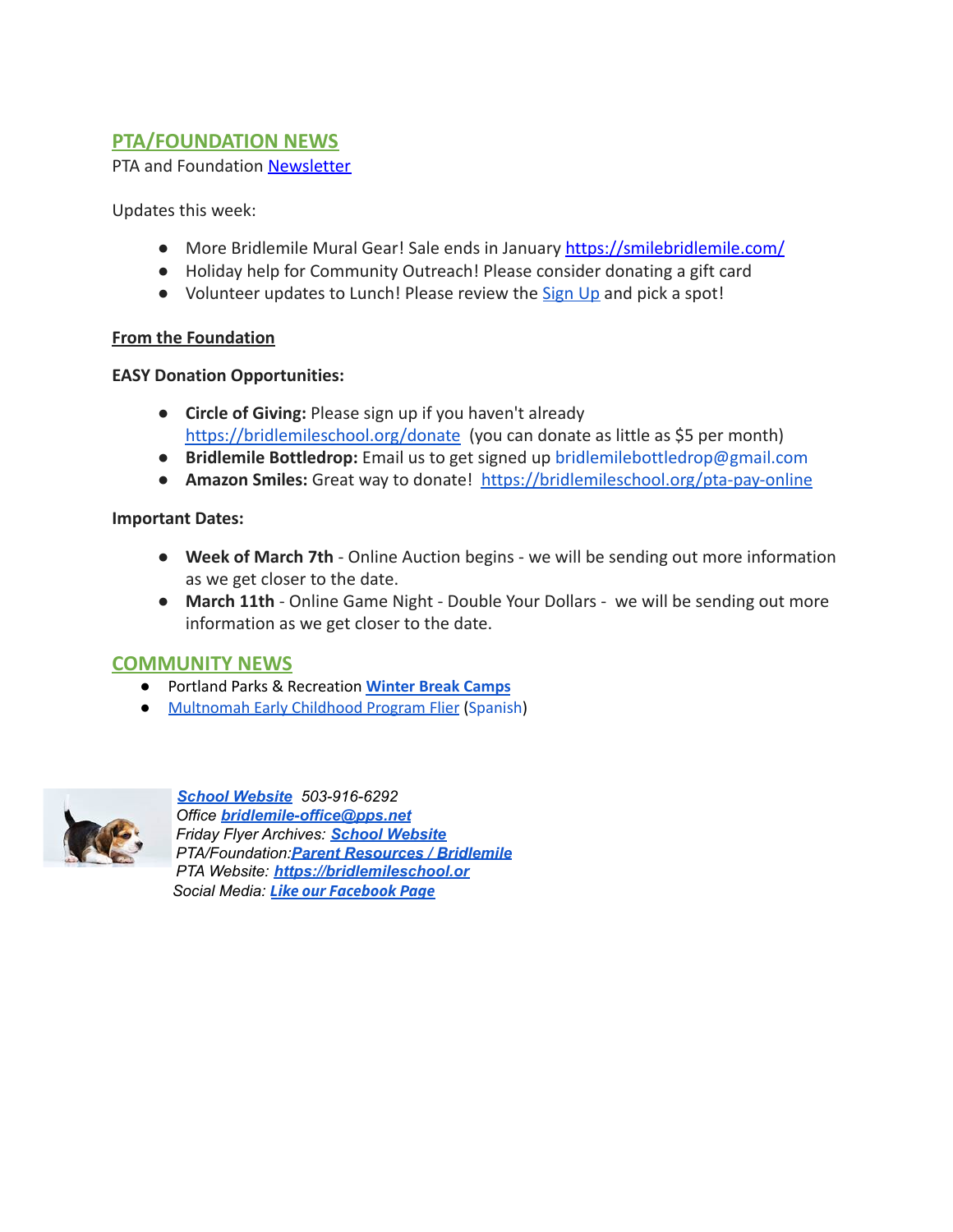## PTA/FOUNDATION NEWS

PTA and Foundation Newsletter

Updates this week:

- More Bridlemile Mural Gear! Sale ends in January https://smilebridlemile.com/
- Holiday help for Community Outreach! Please consider donating a gift card
- Volunteer updates to Lunch! Please review the Sign Up and pick a spot!

**From the Foundation**

**EASY Donation Opportunities:**

- **Circle of Giving:** Please sign up if you haven't already https://bridlemileschool.org/donate (you can donate as little as $5 per month)
- **Bridlemile Bottledrop:** Email us to get signed up bridlemilebottledrop@gmail.com
- **Amazon Smiles:** Great way to donate! https://bridlemileschool.org/pta-pay-online

**Important Dates:**

- **Week of March 7th** - Online Auction begins - we will be sending out more information as we get closer to the date.
- **March 11th** - Online Game Night - Double Your Dollars - we will be sending out more information as we get closer to the date.

## COMMUNITY NEWS

- Portland Parks & Recreation **Winter Break Camps**
- Multnomah Early Childhood Program Flier (Spanish)

***School Website*** *503-916-6292*
*Office* ***bridlemile-office@pps.net***
*Friday Flyer Archives:* ***School Website***
*PTA/Foundation:****Parent Resources / Bridlemile***
*PTA Website:* ***https://bridlemileschool.or***
*Social Media:* ***Like our Facebook Page***